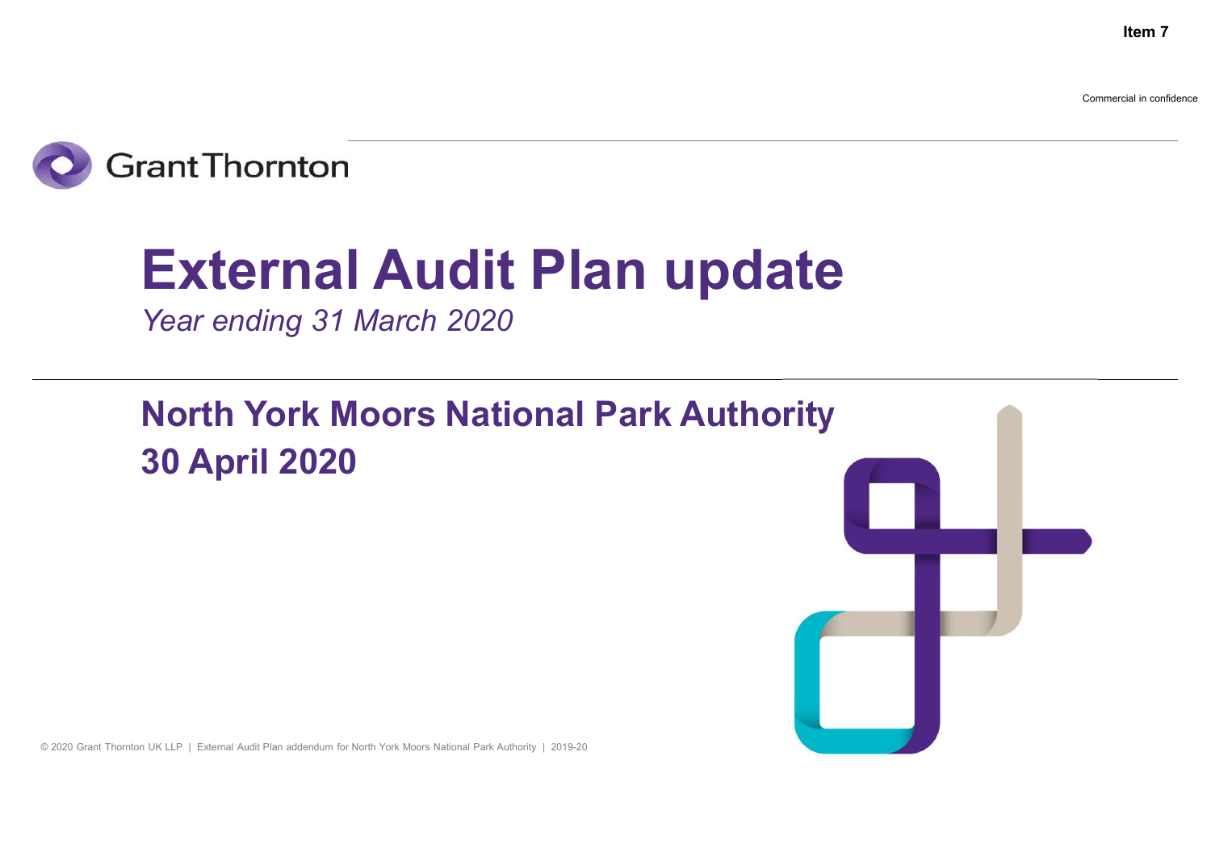Item 7

Commercial in confidence

Grant Thornton

# External Audit Plan update

*Year ending 31 March 2020*

## North York Moors National Park Authority
## 30 April 2020

© 2020 Grant Thornton UK LLP | External Audit Plan addendum for North York Moors National Park Authority | 2019-20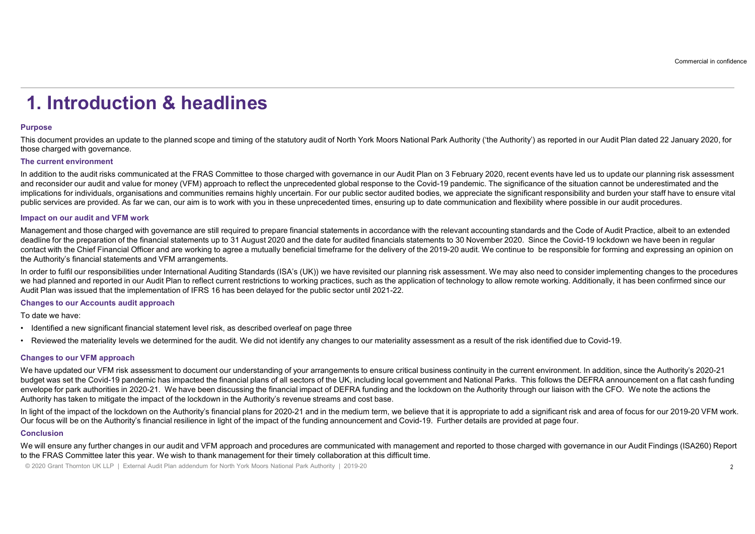# 1. Introduction & headlines

### Purpose

This document provides an update to the planned scope and timing of the statutory audit of North York Moors National Park Authority ('the Authority') as reported in our Audit Plan dated 22 January 2020, for those charged with governance.

### The current environment

In addition to the audit risks communicated at the FRAS Committee to those charged with governance in our Audit Plan on 3 February 2020, recent events have led us to update our planning risk assessment and reconsider our audit and value for money (VFM) approach to reflect the unprecedented global response to the Covid-19 pandemic. The significance of the situation cannot be underestimated and the implications for individuals, organisations and communities remains highly uncertain. For our public sector audited bodies, we appreciate the significant responsibility and burden your staff have to ensure vital public services are provided. As far we can, our aim is to work with you in these unprecedented times, ensuring up to date communication and flexibility where possible in our audit procedures.

### Impact on our audit and VFM work

Management and those charged with governance are still required to prepare financial statements in accordance with the relevant accounting standards and the Code of Audit Practice, albeit to an extended deadline for the preparation of the financial statements up to 31 August 2020 and the date for audited financials statements to 30 November 2020. Since the Covid-19 lockdown we have been in regular contact with the Chief Financial Officer and are working to agree a mutually beneficial timeframe for the delivery of the 2019-20 audit. We continue to be responsible for forming and expressing an opinion on the Authority's financial statements and VFM arrangements.

In order to fulfil our responsibilities under International Auditing Standards (ISA's (UK)) we have revisited our planning risk assessment. We may also need to consider implementing changes to the procedures we had planned and reported in our Audit Plan to reflect current restrictions to working practices, such as the application of technology to allow remote working. Additionally, it has been confirmed since our Audit Plan was issued that the implementation of IFRS 16 has been delayed for the public sector until 2021-22.

### Changes to our Accounts audit approach

To date we have:

- Identified a new significant financial statement level risk, as described overleaf on page three
- Reviewed the materiality levels we determined for the audit. We did not identify any changes to our materiality assessment as a result of the risk identified due to Covid-19.

### Changes to our VFM approach

We have updated our VFM risk assessment to document our understanding of your arrangements to ensure critical business continuity in the current environment. In addition, since the Authority's 2020-21 budget was set the Covid-19 pandemic has impacted the financial plans of all sectors of the UK, including local government and National Parks. This follows the DEFRA announcement on a flat cash funding envelope for park authorities in 2020-21. We have been discussing the financial impact of DEFRA funding and the lockdown on the Authority through our liaison with the CFO. We note the actions the Authority has taken to mitigate the impact of the lockdown in the Authority's revenue streams and cost base.

In light of the impact of the lockdown on the Authority's financial plans for 2020-21 and in the medium term, we believe that it is appropriate to add a significant risk and area of focus for our 2019-20 VFM work. Our focus will be on the Authority's financial resilience in light of the impact of the funding announcement and Covid-19. Further details are provided at page four.

### Conclusion

We will ensure any further changes in our audit and VFM approach and procedures are communicated with management and reported to those charged with governance in our Audit Findings (ISA260) Report to the FRAS Committee later this year. We wish to thank management for their timely collaboration at this difficult time.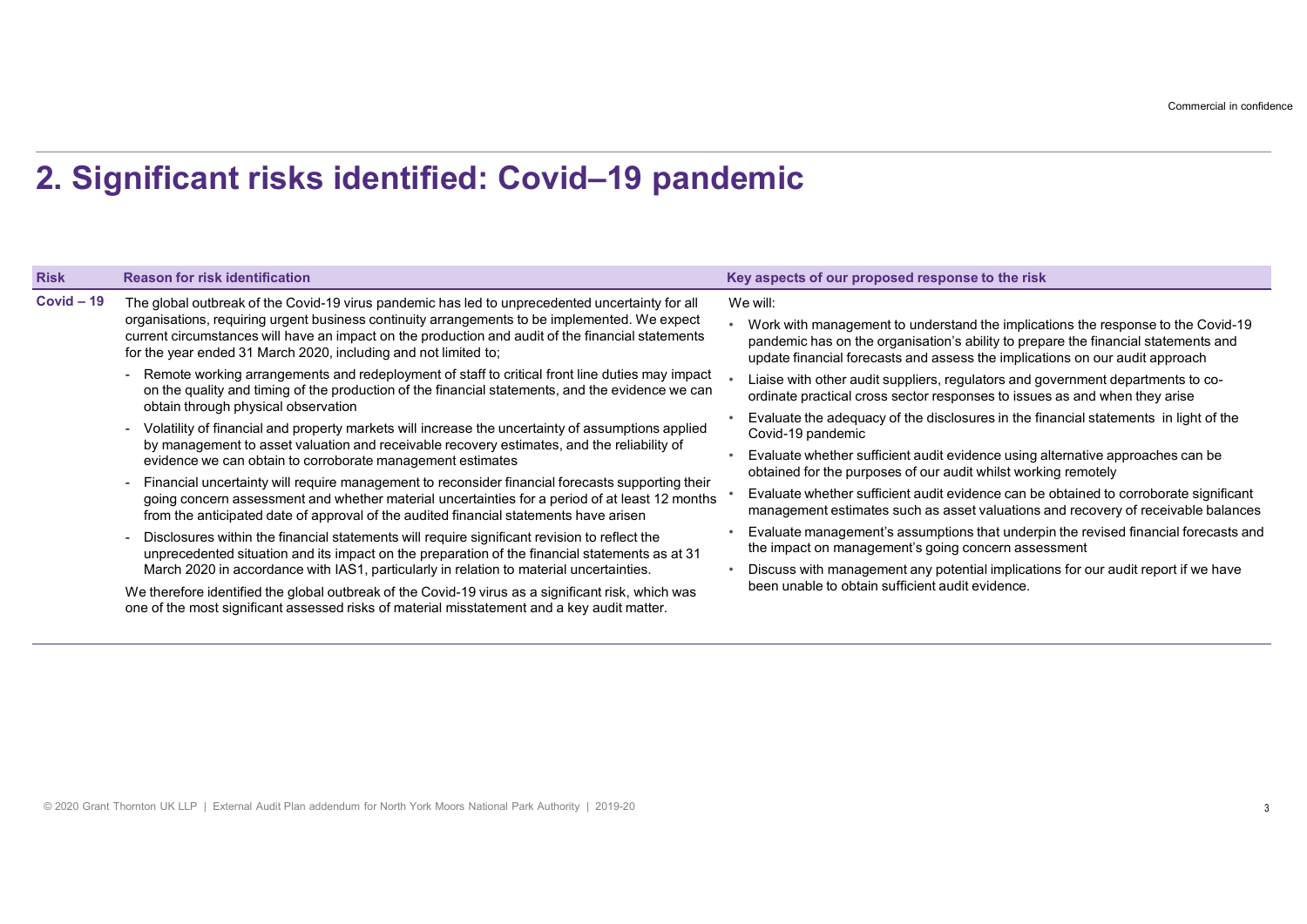## 2. Significant risks identified: Covid–19 pandemic

| Risk | Reason for risk identification | Key aspects of our proposed response to the risk |
|---|---|---|
| **Covid – 19** | The global outbreak of the Covid-19 virus pandemic has led to unprecedented uncertainty for all organisations, requiring urgent business continuity arrangements to be implemented. We expect current circumstances will have an impact on the production and audit of the financial statements for the year ended 31 March 2020, including and not limited to;<br>- Remote working arrangements and redeployment of staff to critical front line duties may impact on the quality and timing of the production of the financial statements, and the evidence we can obtain through physical observation<br>- Volatility of financial and property markets will increase the uncertainty of assumptions applied by management to asset valuation and receivable recovery estimates, and the reliability of evidence we can obtain to corroborate management estimates<br>- Financial uncertainty will require management to reconsider financial forecasts supporting their going concern assessment and whether material uncertainties for a period of at least 12 months from the anticipated date of approval of the audited financial statements have arisen<br>- Disclosures within the financial statements will require significant revision to reflect the unprecedented situation and its impact on the preparation of the financial statements as at 31 March 2020 in accordance with IAS1, particularly in relation to material uncertainties.<br>We therefore identified the global outbreak of the Covid-19 virus as a significant risk, which was one of the most significant assessed risks of material misstatement and a key audit matter. | We will:<br>• Work with management to understand the implications the response to the Covid-19 pandemic has on the organisation's ability to prepare the financial statements and update financial forecasts and assess the implications on our audit approach<br>• Liaise with other audit suppliers, regulators and government departments to co-ordinate practical cross sector responses to issues as and when they arise<br>• Evaluate the adequacy of the disclosures in the financial statements in light of the Covid-19 pandemic<br>• Evaluate whether sufficient audit evidence using alternative approaches can be obtained for the purposes of our audit whilst working remotely<br>• Evaluate whether sufficient audit evidence can be obtained to corroborate significant management estimates such as asset valuations and recovery of receivable balances<br>• Evaluate management's assumptions that underpin the revised financial forecasts and the impact on management's going concern assessment<br>• Discuss with management any potential implications for our audit report if we have been unable to obtain sufficient audit evidence. |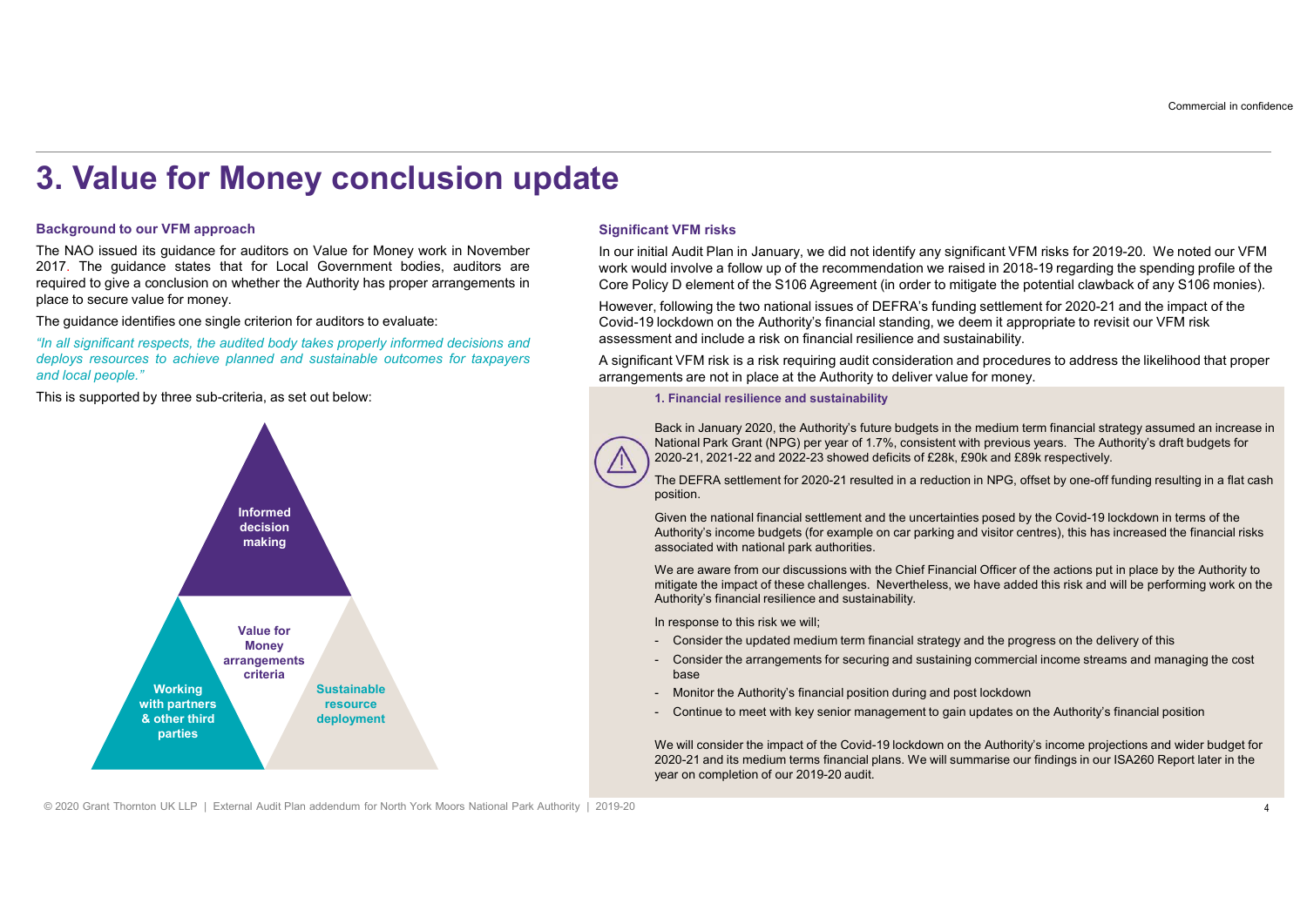# 3. Value for Money conclusion update

### Background to our VFM approach

The NAO issued its guidance for auditors on Value for Money work in November 2017. The guidance states that for Local Government bodies, auditors are required to give a conclusion on whether the Authority has proper arrangements in place to secure value for money.

The guidance identifies one single criterion for auditors to evaluate:

*"In all significant respects, the audited body takes properly informed decisions and deploys resources to achieve planned and sustainable outcomes for taxpayers and local people."*

This is supported by three sub-criteria, as set out below:

Informed decision making

Value for Money arrangements criteria

Working with partners & other third parties

Sustainable resource deployment

### Significant VFM risks

In our initial Audit Plan in January, we did not identify any significant VFM risks for 2019-20. We noted our VFM work would involve a follow up of the recommendation we raised in 2018-19 regarding the spending profile of the Core Policy D element of the S106 Agreement (in order to mitigate the potential clawback of any S106 monies).

However, following the two national issues of DEFRA's funding settlement for 2020-21 and the impact of the Covid-19 lockdown on the Authority's financial standing, we deem it appropriate to revisit our VFM risk assessment and include a risk on financial resilience and sustainability.

A significant VFM risk is a risk requiring audit consideration and procedures to address the likelihood that proper arrangements are not in place at the Authority to deliver value for money.

**1. Financial resilience and sustainability**

Back in January 2020, the Authority's future budgets in the medium term financial strategy assumed an increase in National Park Grant (NPG) per year of 1.7%, consistent with previous years. The Authority's draft budgets for 2020-21, 2021-22 and 2022-23 showed deficits of £28k, £90k and £89k respectively.

The DEFRA settlement for 2020-21 resulted in a reduction in NPG, offset by one-off funding resulting in a flat cash position.

Given the national financial settlement and the uncertainties posed by the Covid-19 lockdown in terms of the Authority's income budgets (for example on car parking and visitor centres), this has increased the financial risks associated with national park authorities.

We are aware from our discussions with the Chief Financial Officer of the actions put in place by the Authority to mitigate the impact of these challenges. Nevertheless, we have added this risk and will be performing work on the Authority's financial resilience and sustainability.

In response to this risk we will;

- Consider the updated medium term financial strategy and the progress on the delivery of this
- Consider the arrangements for securing and sustaining commercial income streams and managing the cost base
- Monitor the Authority's financial position during and post lockdown
- Continue to meet with key senior management to gain updates on the Authority's financial position

We will consider the impact of the Covid-19 lockdown on the Authority's income projections and wider budget for 2020-21 and its medium terms financial plans. We will summarise our findings in our ISA260 Report later in the year on completion of our 2019-20 audit.